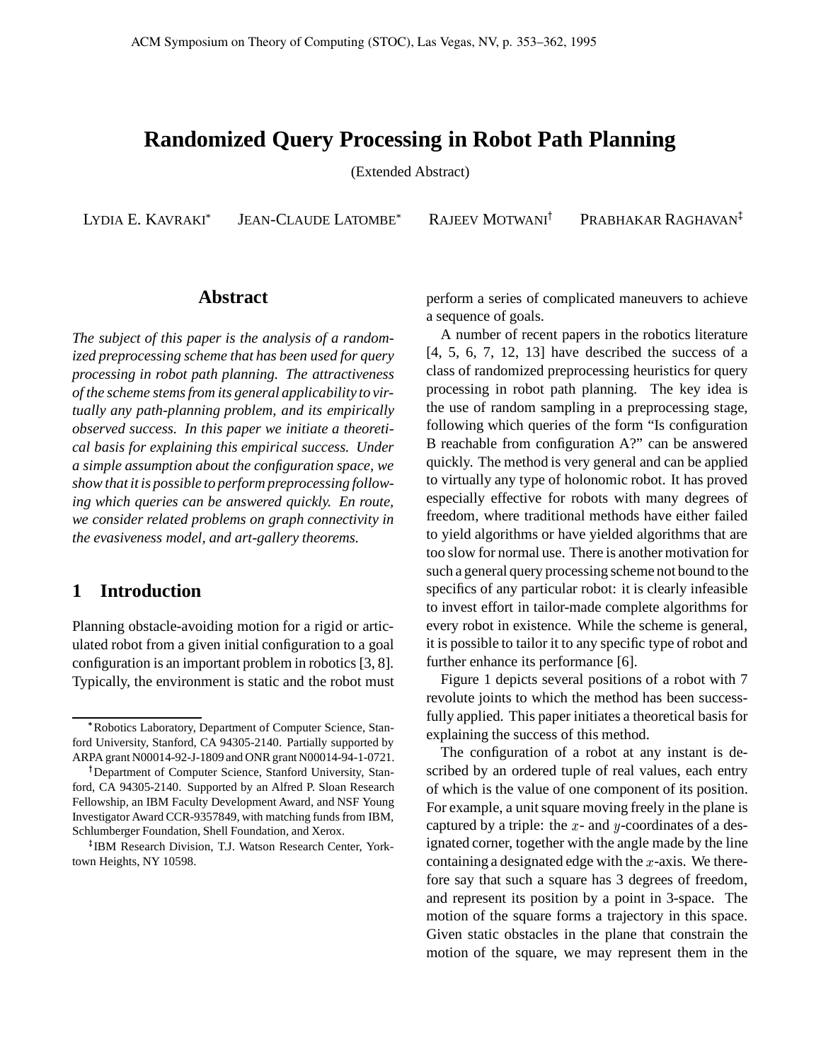# Randomized Query Processing in Robot Path Planning

(Extended Abstract)

LYDIA E. KAVRAKI[*] JEAN-CLAUDE LATOMBE[*] RAJEEV MOTWANI[†] PRABHAKAR RAGHAVAN[‡]

## Abstract

*The subject of this paper is the analysis of a randomized preprocessing scheme that has been used for query processing in robot path planning. The attractiveness of the scheme stems from its general applicability to virtually any path-planning problem, and its empirically observed success. In this paper we initiate a theoretical basis for explaining this empirical success. Under a simple assumption about the configuration space, we show that it is possible to perform preprocessing following which queries can be answered quickly. En route, we consider related problems on graph connectivity in the evasiveness model, and art-gallery theorems.*

## 1 Introduction

Planning obstacle-avoiding motion for a rigid or articulated robot from a given initial configuration to a goal configuration is an important problem in robotics [3, 8]. Typically, the environment is static and the robot must perform a series of complicated maneuvers to achieve a sequence of goals.

A number of recent papers in the robotics literature [4, 5, 6, 7, 12, 13] have described the success of a class of randomized preprocessing heuristics for query processing in robot path planning. The key idea is the use of random sampling in a preprocessing stage, following which queries of the form "Is configuration B reachable from configuration A?" can be answered quickly. The method is very general and can be applied to virtually any type of holonomic robot. It has proved especially effective for robots with many degrees of freedom, where traditional methods have either failed to yield algorithms or have yielded algorithms that are too slow for normal use. There is another motivation for such a general query processing scheme not bound to the specifics of any particular robot: it is clearly infeasible to invest effort in tailor-made complete algorithms for every robot in existence. While the scheme is general, it is possible to tailor it to any specific type of robot and further enhance its performance [6].

Figure 1 depicts several positions of a robot with 7 revolute joints to which the method has been successfully applied. This paper initiates a theoretical basis for explaining the success of this method.

The configuration of a robot at any instant is described by an ordered tuple of real values, each entry of which is the value of one component of its position. For example, a unit square moving freely in the plane is captured by a triple: the $x$- and $y$-coordinates of a designated corner, together with the angle made by the line containing a designated edge with the $x$-axis. We therefore say that such a square has 3 degrees of freedom, and represent its position by a point in 3-space. The motion of the square forms a trajectory in this space. Given static obstacles in the plane that constrain the motion of the square, we may represent them in the

---

[*] Robotics Laboratory, Department of Computer Science, Stanford University, Stanford, CA 94305-2140. Partially supported by ARPA grant N00014-92-J-1809 and ONR grant N00014-94-1-0721.

[†] Department of Computer Science, Stanford University, Stanford, CA 94305-2140. Supported by an Alfred P. Sloan Research Fellowship, an IBM Faculty Development Award, and NSF Young Investigator Award CCR-9357849, with matching funds from IBM, Schlumberger Foundation, Shell Foundation, and Xerox.

[‡] IBM Research Division, T.J. Watson Research Center, Yorktown Heights, NY 10598.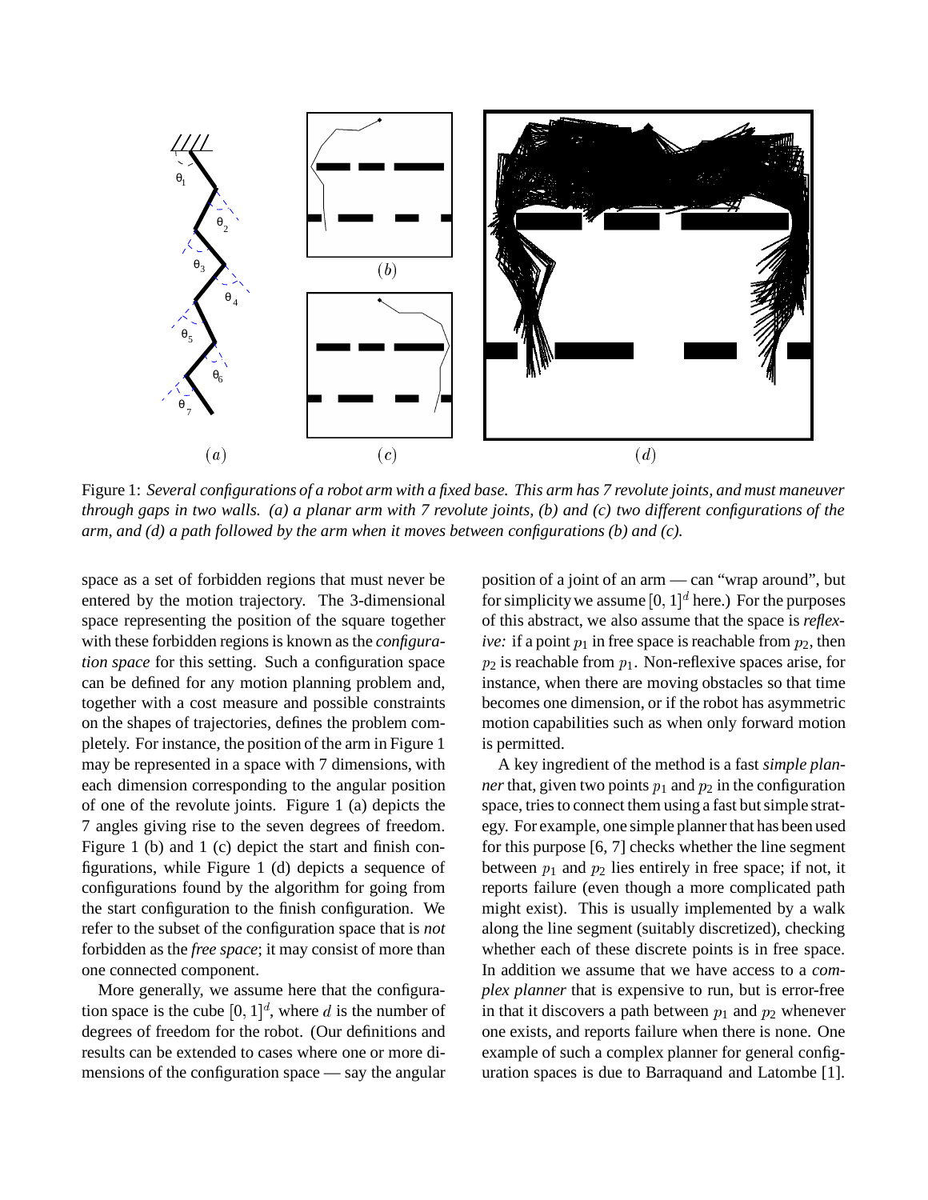Figure 1: *Several configurations of a robot arm with a fixed base. This arm has 7 revolute joints, and must maneuver through gaps in two walls. (a) a planar arm with 7 revolute joints, (b) and (c) two different configurations of the arm, and (d) a path followed by the arm when it moves between configurations (b) and (c).*

space as a set of forbidden regions that must never be entered by the motion trajectory. The 3-dimensional space representing the position of the square together with these forbidden regions is known as the *configuration space* for this setting. Such a configuration space can be defined for any motion planning problem and, together with a cost measure and possible constraints on the shapes of trajectories, defines the problem completely. For instance, the position of the arm in Figure 1 may be represented in a space with 7 dimensions, with each dimension corresponding to the angular position of one of the revolute joints. Figure 1 (a) depicts the 7 angles giving rise to the seven degrees of freedom. Figure 1 (b) and 1 (c) depict the start and finish configurations, while Figure 1 (d) depicts a sequence of configurations found by the algorithm for going from the start configuration to the finish configuration. We refer to the subset of the configuration space that is *not* forbidden as the *free space*; it may consist of more than one connected component.

More generally, we assume here that the configuration space is the cube $[0, 1]^d$, where $d$ is the number of degrees of freedom for the robot. (Our definitions and results can be extended to cases where one or more dimensions of the configuration space — say the angular position of a joint of an arm — can "wrap around", but for simplicity we assume $[0, 1]^d$ here.) For the purposes of this abstract, we also assume that the space is *reflexive:* if a point $p_1$ in free space is reachable from $p_2$, then $p_2$ is reachable from $p_1$. Non-reflexive spaces arise, for instance, when there are moving obstacles so that time becomes one dimension, or if the robot has asymmetric motion capabilities such as when only forward motion is permitted.

A key ingredient of the method is a fast *simple planner* that, given two points $p_1$ and $p_2$ in the configuration space, tries to connect them using a fast but simple strategy. For example, one simple planner that has been used for this purpose [6, 7] checks whether the line segment between $p_1$ and $p_2$ lies entirely in free space; if not, it reports failure (even though a more complicated path might exist). This is usually implemented by a walk along the line segment (suitably discretized), checking whether each of these discrete points is in free space. In addition we assume that we have access to a *complex planner* that is expensive to run, but is error-free in that it discovers a path between $p_1$ and $p_2$ whenever one exists, and reports failure when there is none. One example of such a complex planner for general configuration spaces is due to Barraquand and Latombe [1].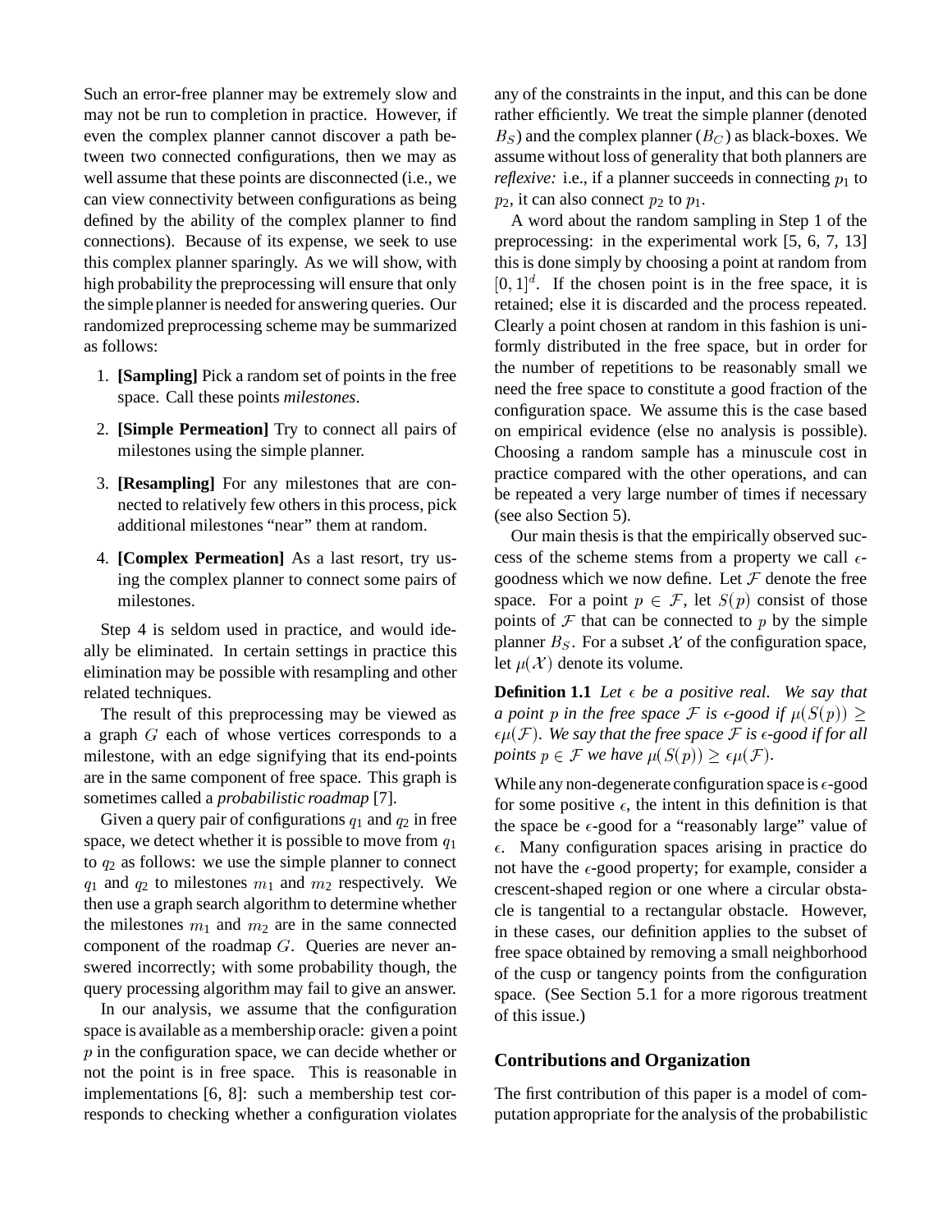Such an error-free planner may be extremely slow and may not be run to completion in practice. However, if even the complex planner cannot discover a path between two connected configurations, then we may as well assume that these points are disconnected (i.e., we can view connectivity between configurations as being defined by the ability of the complex planner to find connections). Because of its expense, we seek to use this complex planner sparingly. As we will show, with high probability the preprocessing will ensure that only the simple planner is needed for answering queries. Our randomized preprocessing scheme may be summarized as follows:

1. **[Sampling]** Pick a random set of points in the free space. Call these points *milestones*.
2. **[Simple Permeation]** Try to connect all pairs of milestones using the simple planner.
3. **[Resampling]** For any milestones that are connected to relatively few others in this process, pick additional milestones "near" them at random.
4. **[Complex Permeation]** As a last resort, try using the complex planner to connect some pairs of milestones.

Step 4 is seldom used in practice, and would ideally be eliminated. In certain settings in practice this elimination may be possible with resampling and other related techniques.

The result of this preprocessing may be viewed as a graph $G$ each of whose vertices corresponds to a milestone, with an edge signifying that its end-points are in the same component of free space. This graph is sometimes called a *probabilistic roadmap* [7].

Given a query pair of configurations $q_1$ and $q_2$ in free space, we detect whether it is possible to move from $q_1$ to $q_2$ as follows: we use the simple planner to connect $q_1$ and $q_2$ to milestones $m_1$ and $m_2$ respectively. We then use a graph search algorithm to determine whether the milestones $m_1$ and $m_2$ are in the same connected component of the roadmap $G$. Queries are never answered incorrectly; with some probability though, the query processing algorithm may fail to give an answer.

In our analysis, we assume that the configuration space is available as a membership oracle: given a point $p$ in the configuration space, we can decide whether or not the point is in free space. This is reasonable in implementations [6, 8]: such a membership test corresponds to checking whether a configuration violates any of the constraints in the input, and this can be done rather efficiently. We treat the simple planner (denoted $B_S$) and the complex planner ($B_C$) as black-boxes. We assume without loss of generality that both planners are *reflexive:* i.e., if a planner succeeds in connecting $p_1$ to $p_2$, it can also connect $p_2$ to $p_1$.

A word about the random sampling in Step 1 of the preprocessing: in the experimental work [5, 6, 7, 13] this is done simply by choosing a point at random from $[0,1]^d$. If the chosen point is in the free space, it is retained; else it is discarded and the process repeated. Clearly a point chosen at random in this fashion is uniformly distributed in the free space, but in order for the number of repetitions to be reasonably small we need the free space to constitute a good fraction of the configuration space. We assume this is the case based on empirical evidence (else no analysis is possible). Choosing a random sample has a minuscule cost in practice compared with the other operations, and can be repeated a very large number of times if necessary (see also Section 5).

Our main thesis is that the empirically observed success of the scheme stems from a property we call $\epsilon$-goodness which we now define. Let $\mathcal{F}$ denote the free space. For a point $p \in \mathcal{F}$, let $S(p)$ consist of those points of $\mathcal{F}$ that can be connected to $p$ by the simple planner $B_S$. For a subset $\mathcal{X}$ of the configuration space, let $\mu(\mathcal{X})$ denote its volume.

**Definition 1.1** *Let $\epsilon$ be a positive real. We say that a point $p$ in the free space $\mathcal{F}$ is $\epsilon$-good if $\mu(S(p)) \geq \epsilon\mu(\mathcal{F})$. We say that the free space $\mathcal{F}$ is $\epsilon$-good if for all points $p \in \mathcal{F}$ we have $\mu(S(p)) \geq \epsilon\mu(\mathcal{F})$.*

While any non-degenerate configuration space is $\epsilon$-good for some positive $\epsilon$, the intent in this definition is that the space be $\epsilon$-good for a "reasonably large" value of $\epsilon$. Many configuration spaces arising in practice do not have the $\epsilon$-good property; for example, consider a crescent-shaped region or one where a circular obstacle is tangential to a rectangular obstacle. However, in these cases, our definition applies to the subset of free space obtained by removing a small neighborhood of the cusp or tangency points from the configuration space. (See Section 5.1 for a more rigorous treatment of this issue.)

### Contributions and Organization

The first contribution of this paper is a model of computation appropriate for the analysis of the probabilistic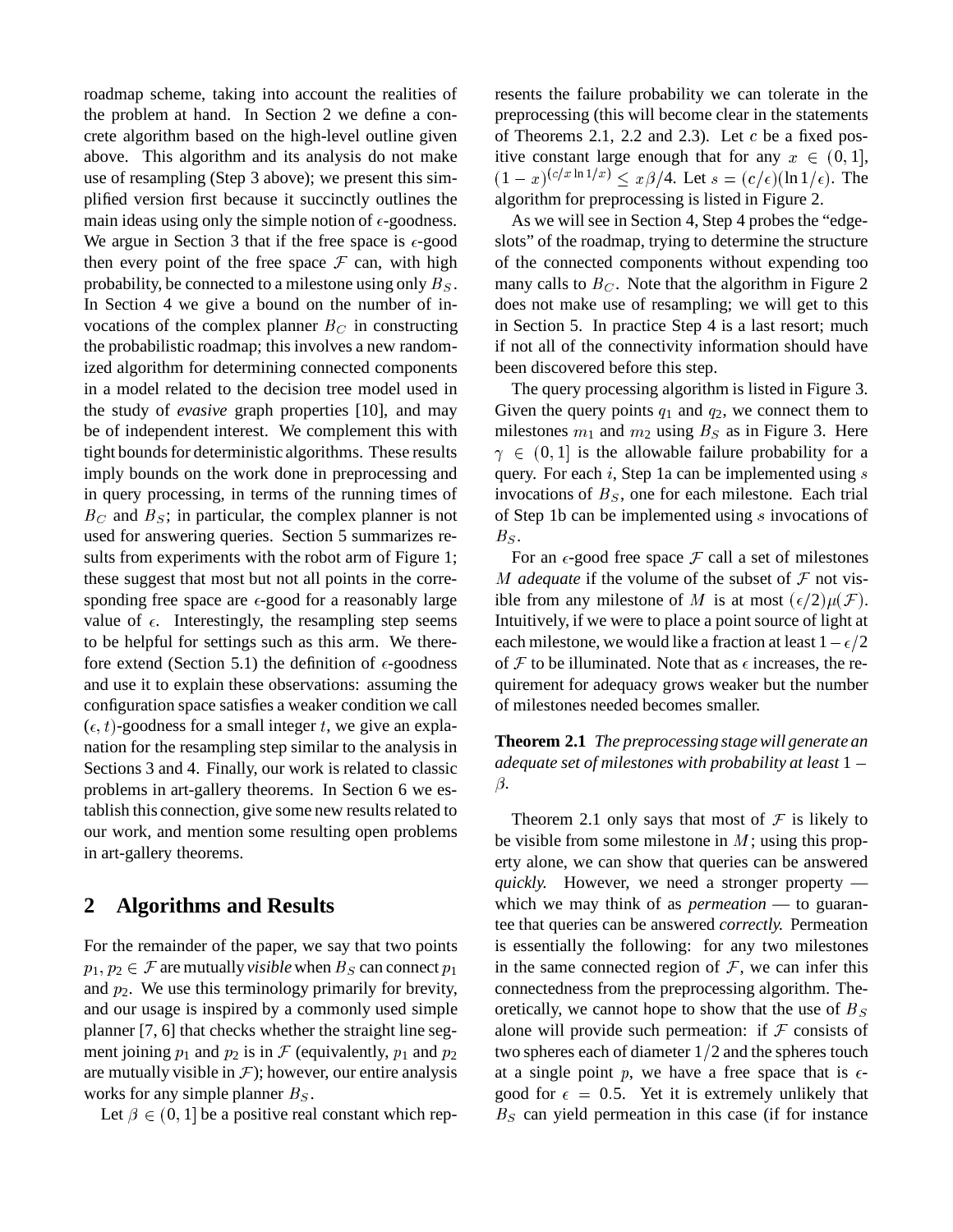roadmap scheme, taking into account the realities of the problem at hand. In Section 2 we define a concrete algorithm based on the high-level outline given above. This algorithm and its analysis do not make use of resampling (Step 3 above); we present this simplified version first because it succinctly outlines the main ideas using only the simple notion of $\epsilon$-goodness. We argue in Section 3 that if the free space is $\epsilon$-good then every point of the free space $\mathcal{F}$ can, with high probability, be connected to a milestone using only $B_S$. In Section 4 we give a bound on the number of invocations of the complex planner $B_C$ in constructing the probabilistic roadmap; this involves a new randomized algorithm for determining connected components in a model related to the decision tree model used in the study of *evasive* graph properties [10], and may be of independent interest. We complement this with tight bounds for deterministic algorithms. These results imply bounds on the work done in preprocessing and in query processing, in terms of the running times of $B_C$ and $B_S$; in particular, the complex planner is not used for answering queries. Section 5 summarizes results from experiments with the robot arm of Figure 1; these suggest that most but not all points in the corresponding free space are $\epsilon$-good for a reasonably large value of $\epsilon$. Interestingly, the resampling step seems to be helpful for settings such as this arm. We therefore extend (Section 5.1) the definition of $\epsilon$-goodness and use it to explain these observations: assuming the configuration space satisfies a weaker condition we call $(\epsilon, t)$-goodness for a small integer $t$, we give an explanation for the resampling step similar to the analysis in Sections 3 and 4. Finally, our work is related to classic problems in art-gallery theorems. In Section 6 we establish this connection, give some new results related to our work, and mention some resulting open problems in art-gallery theorems.

## 2 Algorithms and Results

For the remainder of the paper, we say that two points $p_1, p_2 \in \mathcal{F}$ are mutually *visible* when $B_S$ can connect $p_1$ and $p_2$. We use this terminology primarily for brevity, and our usage is inspired by a commonly used simple planner [7, 6] that checks whether the straight line segment joining $p_1$ and $p_2$ is in $\mathcal{F}$ (equivalently, $p_1$ and $p_2$ are mutually visible in $\mathcal{F}$); however, our entire analysis works for any simple planner $B_S$.

Let $\beta \in (0, 1]$ be a positive real constant which represents the failure probability we can tolerate in the preprocessing (this will become clear in the statements of Theorems 2.1, 2.2 and 2.3). Let $c$ be a fixed positive constant large enough that for any $x \in (0, 1]$, $(1-x)^{(c/x \ln 1/x)} \leq x\beta/4$. Let $s = (c/\epsilon)(\ln 1/\epsilon)$. The algorithm for preprocessing is listed in Figure 2.

As we will see in Section 4, Step 4 probes the "edge-slots" of the roadmap, trying to determine the structure of the connected components without expending too many calls to $B_C$. Note that the algorithm in Figure 2 does not make use of resampling; we will get to this in Section 5. In practice Step 4 is a last resort; much if not all of the connectivity information should have been discovered before this step.

The query processing algorithm is listed in Figure 3. Given the query points $q_1$ and $q_2$, we connect them to milestones $m_1$ and $m_2$ using $B_S$ as in Figure 3. Here $\gamma \in (0, 1]$ is the allowable failure probability for a query. For each $i$, Step 1a can be implemented using $s$ invocations of $B_S$, one for each milestone. Each trial of Step 1b can be implemented using $s$ invocations of $B_S$.

For an $\epsilon$-good free space $\mathcal{F}$ call a set of milestones $M$ *adequate* if the volume of the subset of $\mathcal{F}$ not visible from any milestone of $M$ is at most $(\epsilon/2)\mu(\mathcal{F})$. Intuitively, if we were to place a point source of light at each milestone, we would like a fraction at least $1-\epsilon/2$ of $\mathcal{F}$ to be illuminated. Note that as $\epsilon$ increases, the requirement for adequacy grows weaker but the number of milestones needed becomes smaller.

**Theorem 2.1** *The preprocessing stage will generate an adequate set of milestones with probability at least* $1 - \beta$.

Theorem 2.1 only says that most of $\mathcal{F}$ is likely to be visible from some milestone in $M$; using this property alone, we can show that queries can be answered *quickly.* However, we need a stronger property — which we may think of as *permeation* — to guarantee that queries can be answered *correctly.* Permeation is essentially the following: for any two milestones in the same connected region of $\mathcal{F}$, we can infer this connectedness from the preprocessing algorithm. Theoretically, we cannot hope to show that the use of $B_S$ alone will provide such permeation: if $\mathcal{F}$ consists of two spheres each of diameter $1/2$ and the spheres touch at a single point $p$, we have a free space that is $\epsilon$-good for $\epsilon = 0.5$. Yet it is extremely unlikely that $B_S$ can yield permeation in this case (if for instance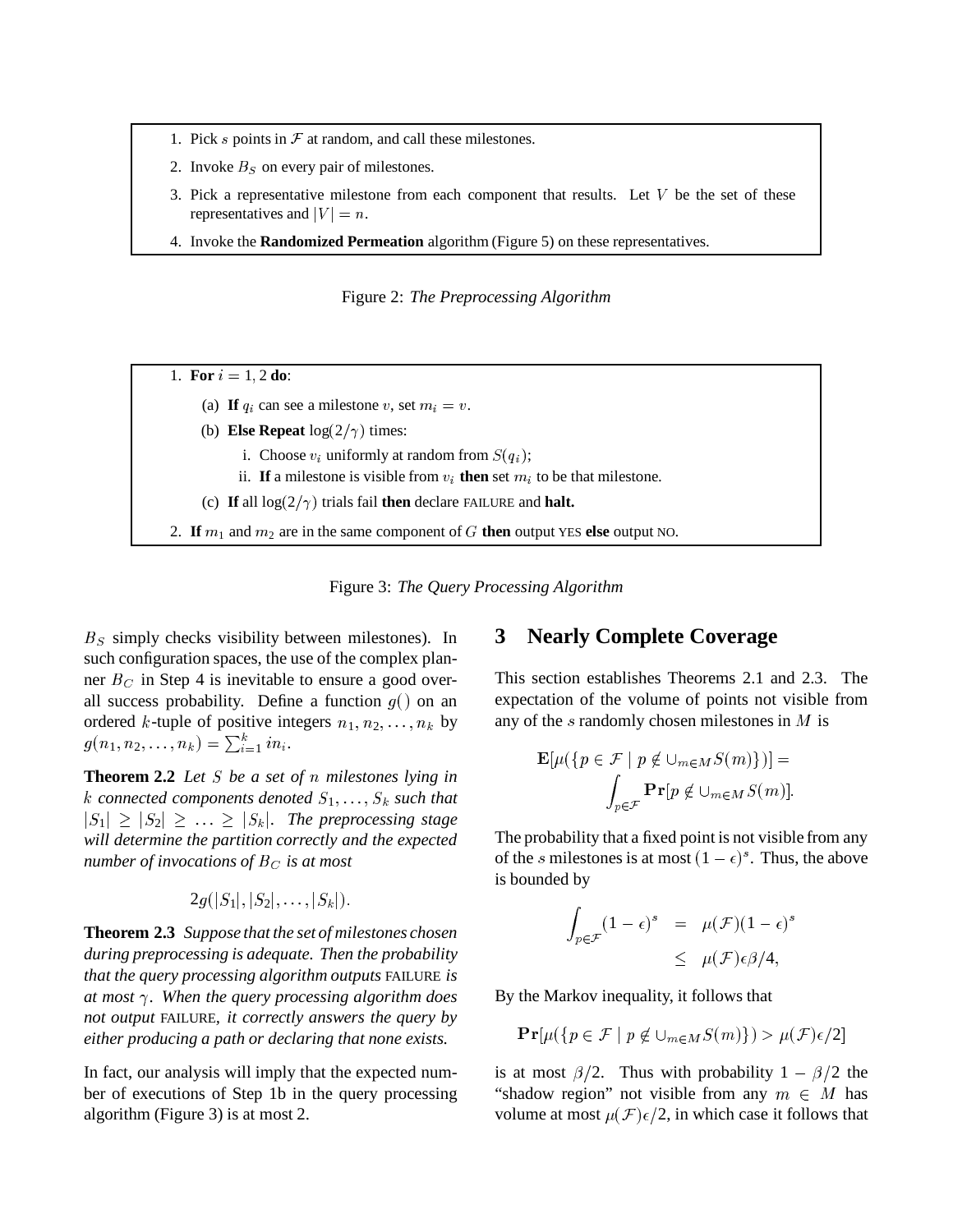1. Pick $s$ points in $\mathcal{F}$ at random, and call these milestones.
2. Invoke $B_S$ on every pair of milestones.
3. Pick a representative milestone from each component that results. Let $V$ be the set of these representatives and $|V| = n$.
4. Invoke the **Randomized Permeation** algorithm (Figure 5) on these representatives.

Figure 2: *The Preprocessing Algorithm*

1. **For** $i = 1, 2$ **do**:
   (a) **If** $q_i$ can see a milestone $v$, set $m_i = v$.
   (b) **Else Repeat** $\log(2/\gamma)$ times:
      i. Choose $v_i$ uniformly at random from $S(q_i)$;
      ii. **If** a milestone is visible from $v_i$ **then** set $m_i$ to be that milestone.
   (c) **If** all $\log(2/\gamma)$ trials fail **then** declare FAILURE and **halt.**
2. **If** $m_1$ and $m_2$ are in the same component of $G$ **then** output YES **else** output NO.

Figure 3: *The Query Processing Algorithm*

$B_S$ simply checks visibility between milestones). In such configuration spaces, the use of the complex planner $B_C$ in Step 4 is inevitable to ensure a good overall success probability. Define a function $g()$ on an ordered $k$-tuple of positive integers $n_1, n_2, \ldots, n_k$ by $g(n_1, n_2, \ldots, n_k) = \sum_{i=1}^{k} i n_i$.

**Theorem 2.2** *Let $S$ be a set of $n$ milestones lying in $k$ connected components denoted $S_1, \ldots, S_k$ such that $|S_1| \geq |S_2| \geq \ldots \geq |S_k|$. The preprocessing stage will determine the partition correctly and the expected number of invocations of $B_C$ is at most*

$$2g(|S_1|, |S_2|, \ldots, |S_k|).$$

**Theorem 2.3** *Suppose that the set of milestones chosen during preprocessing is adequate. Then the probability that the query processing algorithm outputs* FAILURE *is at most $\gamma$. When the query processing algorithm does not output* FAILURE*, it correctly answers the query by either producing a path or declaring that none exists.*

In fact, our analysis will imply that the expected number of executions of Step 1b in the query processing algorithm (Figure 3) is at most 2.

## 3 Nearly Complete Coverage

This section establishes Theorems 2.1 and 2.3. The expectation of the volume of points not visible from any of the $s$ randomly chosen milestones in $M$ is

$$\mathbf{E}[\mu(\{p \in \mathcal{F} \mid p \notin \cup_{m \in M} S(m)\})] = \int_{p \in \mathcal{F}} \mathbf{Pr}[p \notin \cup_{m \in M} S(m)].$$

The probability that a fixed point is not visible from any of the $s$ milestones is at most $(1-\epsilon)^s$. Thus, the above is bounded by

$$\begin{aligned} \int_{p \in \mathcal{F}} (1-\epsilon)^s &= \mu(\mathcal{F})(1-\epsilon)^s \\ &\leq \mu(\mathcal{F})\epsilon\beta/4, \end{aligned}$$

By the Markov inequality, it follows that

$$\mathbf{Pr}[\mu(\{p \in \mathcal{F} \mid p \notin \cup_{m \in M} S(m)\}) > \mu(\mathcal{F})\epsilon/2]$$

is at most $\beta/2$. Thus with probability $1 - \beta/2$ the "shadow region" not visible from any $m \in M$ has volume at most $\mu(\mathcal{F})\epsilon/2$, in which case it follows that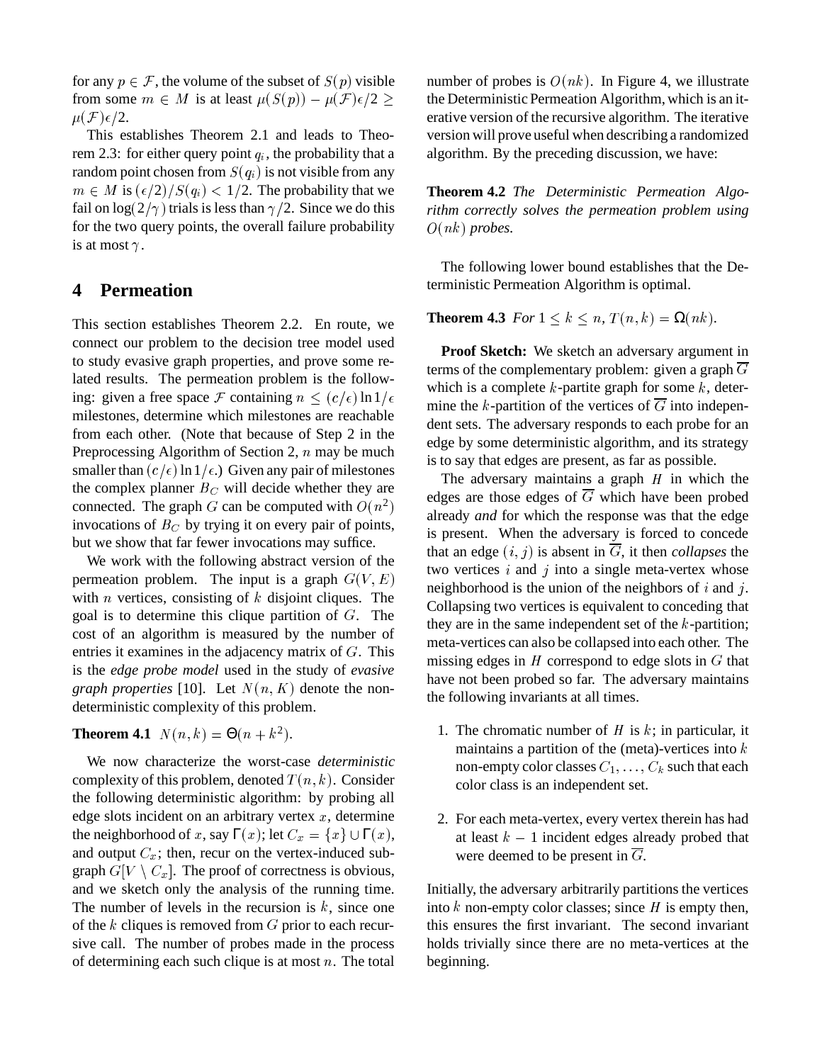for any $p \in \mathcal{F}$, the volume of the subset of $S(p)$ visible from some $m \in M$ is at least $\mu(S(p)) - \mu(\mathcal{F})\epsilon/2 \geq \mu(\mathcal{F})\epsilon/2$.

This establishes Theorem 2.1 and leads to Theorem 2.3: for either query point $q_i$, the probability that a random point chosen from $S(q_i)$ is not visible from any $m \in M$ is $(\epsilon/2)/S(q_i) < 1/2$. The probability that we fail on $\log(2/\gamma)$ trials is less than $\gamma/2$. Since we do this for the two query points, the overall failure probability is at most $\gamma$.

## 4 Permeation

This section establishes Theorem 2.2. En route, we connect our problem to the decision tree model used to study evasive graph properties, and prove some related results. The permeation problem is the following: given a free space $\mathcal{F}$ containing $n \leq (c/\epsilon)\ln 1/\epsilon$ milestones, determine which milestones are reachable from each other. (Note that because of Step 2 in the Preprocessing Algorithm of Section 2, $n$ may be much smaller than $(c/\epsilon)\ln 1/\epsilon$.) Given any pair of milestones the complex planner $B_C$ will decide whether they are connected. The graph $G$ can be computed with $O(n^2)$ invocations of $B_C$ by trying it on every pair of points, but we show that far fewer invocations may suffice.

We work with the following abstract version of the permeation problem. The input is a graph $G(V, E)$ with $n$ vertices, consisting of $k$ disjoint cliques. The goal is to determine this clique partition of $G$. The cost of an algorithm is measured by the number of entries it examines in the adjacency matrix of $G$. This is the *edge probe model* used in the study of *evasive graph properties* [10]. Let $N(n, K)$ denote the non-deterministic complexity of this problem.

**Theorem 4.1** $N(n,k) = \Theta(n + k^2)$.

We now characterize the worst-case *deterministic* complexity of this problem, denoted $T(n,k)$. Consider the following deterministic algorithm: by probing all edge slots incident on an arbitrary vertex $x$, determine the neighborhood of $x$, say $\Gamma(x)$; let $C_x = \{x\} \cup \Gamma(x)$, and output $C_x$; then, recur on the vertex-induced subgraph $G[V \setminus C_x]$. The proof of correctness is obvious, and we sketch only the analysis of the running time. The number of levels in the recursion is $k$, since one of the $k$ cliques is removed from $G$ prior to each recursive call. The number of probes made in the process of determining each such clique is at most $n$. The total number of probes is $O(nk)$. In Figure 4, we illustrate the Deterministic Permeation Algorithm, which is an iterative version of the recursive algorithm. The iterative version will prove useful when describing a randomized algorithm. By the preceding discussion, we have:

**Theorem 4.2** *The Deterministic Permeation Algorithm correctly solves the permeation problem using $O(nk)$ probes.*

The following lower bound establishes that the Deterministic Permeation Algorithm is optimal.

**Theorem 4.3** *For $1 \leq k \leq n$, $T(n,k) = \Omega(nk)$.*

**Proof Sketch:** We sketch an adversary argument in terms of the complementary problem: given a graph $\overline{G}$ which is a complete $k$-partite graph for some $k$, determine the $k$-partition of the vertices of $\overline{G}$ into independent sets. The adversary responds to each probe for an edge by some deterministic algorithm, and its strategy is to say that edges are present, as far as possible.

The adversary maintains a graph $H$ in which the edges are those edges of $\overline{G}$ which have been probed already *and* for which the response was that the edge is present. When the adversary is forced to concede that an edge $(i,j)$ is absent in $\overline{G}$, it then *collapses* the two vertices $i$ and $j$ into a single meta-vertex whose neighborhood is the union of the neighbors of $i$ and $j$. Collapsing two vertices is equivalent to conceding that they are in the same independent set of the $k$-partition; meta-vertices can also be collapsed into each other. The missing edges in $H$ correspond to edge slots in $G$ that have not been probed so far. The adversary maintains the following invariants at all times.

1. The chromatic number of $H$ is $k$; in particular, it maintains a partition of the (meta)-vertices into $k$ non-empty color classes $C_1, \ldots, C_k$ such that each color class is an independent set.

2. For each meta-vertex, every vertex therein has had at least $k-1$ incident edges already probed that were deemed to be present in $\overline{G}$.

Initially, the adversary arbitrarily partitions the vertices into $k$ non-empty color classes; since $H$ is empty then, this ensures the first invariant. The second invariant holds trivially since there are no meta-vertices at the beginning.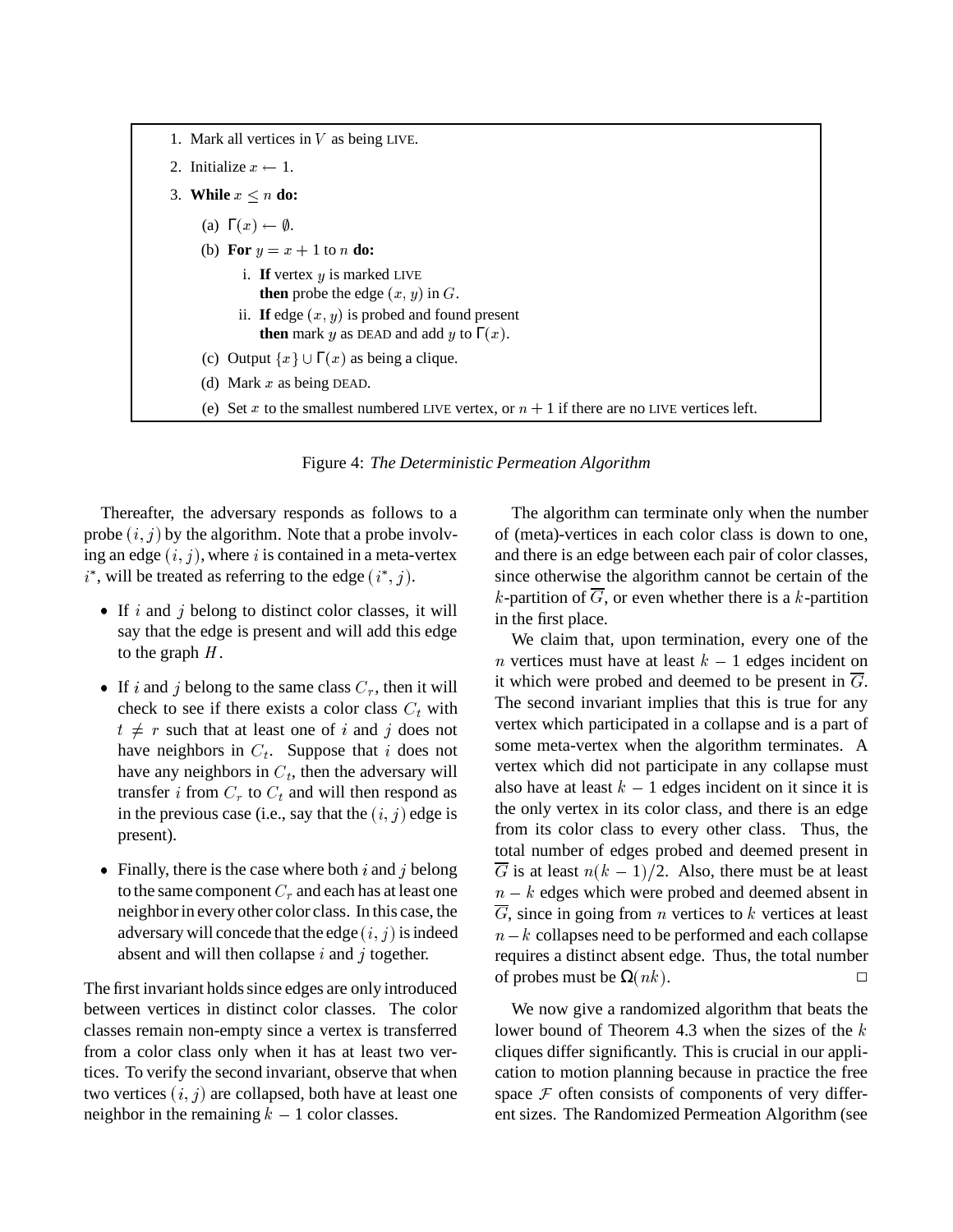1. Mark all vertices in $V$ as being LIVE.
2. Initialize $x \leftarrow 1$.
3. **While** $x \leq n$ **do:**
   (a) $\Gamma(x) \leftarrow \emptyset$.
   (b) **For** $y = x + 1$ to $n$ **do:**
      i. **If** vertex $y$ is marked LIVE **then** probe the edge $(x, y)$ in $G$.
      ii. **If** edge $(x, y)$ is probed and found present **then** mark $y$ as DEAD and add $y$ to $\Gamma(x)$.
   (c) Output $\{x\} \cup \Gamma(x)$ as being a clique.
   (d) Mark $x$ as being DEAD.
   (e) Set $x$ to the smallest numbered LIVE vertex, or $n + 1$ if there are no LIVE vertices left.

Figure 4: *The Deterministic Permeation Algorithm*

Thereafter, the adversary responds as follows to a probe $(i, j)$ by the algorithm. Note that a probe involving an edge $(i, j)$, where $i$ is contained in a meta-vertex $i^*$, will be treated as referring to the edge $(i^*, j)$.

- If $i$ and $j$ belong to distinct color classes, it will say that the edge is present and will add this edge to the graph $H$.
- If $i$ and $j$ belong to the same class $C_r$, then it will check to see if there exists a color class $C_t$ with $t \neq r$ such that at least one of $i$ and $j$ does not have neighbors in $C_t$. Suppose that $i$ does not have any neighbors in $C_t$, then the adversary will transfer $i$ from $C_r$ to $C_t$ and will then respond as in the previous case (i.e., say that the $(i, j)$ edge is present).
- Finally, there is the case where both $i$ and $j$ belong to the same component $C_r$ and each has at least one neighbor in every other color class. In this case, the adversary will concede that the edge $(i, j)$ is indeed absent and will then collapse $i$ and $j$ together.

The first invariant holds since edges are only introduced between vertices in distinct color classes. The color classes remain non-empty since a vertex is transferred from a color class only when it has at least two vertices. To verify the second invariant, observe that when two vertices $(i, j)$ are collapsed, both have at least one neighbor in the remaining $k - 1$ color classes.

The algorithm can terminate only when the number of (meta)-vertices in each color class is down to one, and there is an edge between each pair of color classes, since otherwise the algorithm cannot be certain of the $k$-partition of $\overline{G}$, or even whether there is a $k$-partition in the first place.

We claim that, upon termination, every one of the $n$ vertices must have at least $k - 1$ edges incident on it which were probed and deemed to be present in $\overline{G}$. The second invariant implies that this is true for any vertex which participated in a collapse and is a part of some meta-vertex when the algorithm terminates. A vertex which did not participate in any collapse must also have at least $k - 1$ edges incident on it since it is the only vertex in its color class, and there is an edge from its color class to every other class. Thus, the total number of edges probed and deemed present in $\overline{G}$ is at least $n(k - 1)/2$. Also, there must be at least $n - k$ edges which were probed and deemed absent in $\overline{G}$, since in going from $n$ vertices to $k$ vertices at least $n - k$ collapses need to be performed and each collapse requires a distinct absent edge. Thus, the total number of probes must be $\Omega(nk)$. □

We now give a randomized algorithm that beats the lower bound of Theorem 4.3 when the sizes of the $k$ cliques differ significantly. This is crucial in our application to motion planning because in practice the free space $\mathcal{F}$ often consists of components of very different sizes. The Randomized Permeation Algorithm (see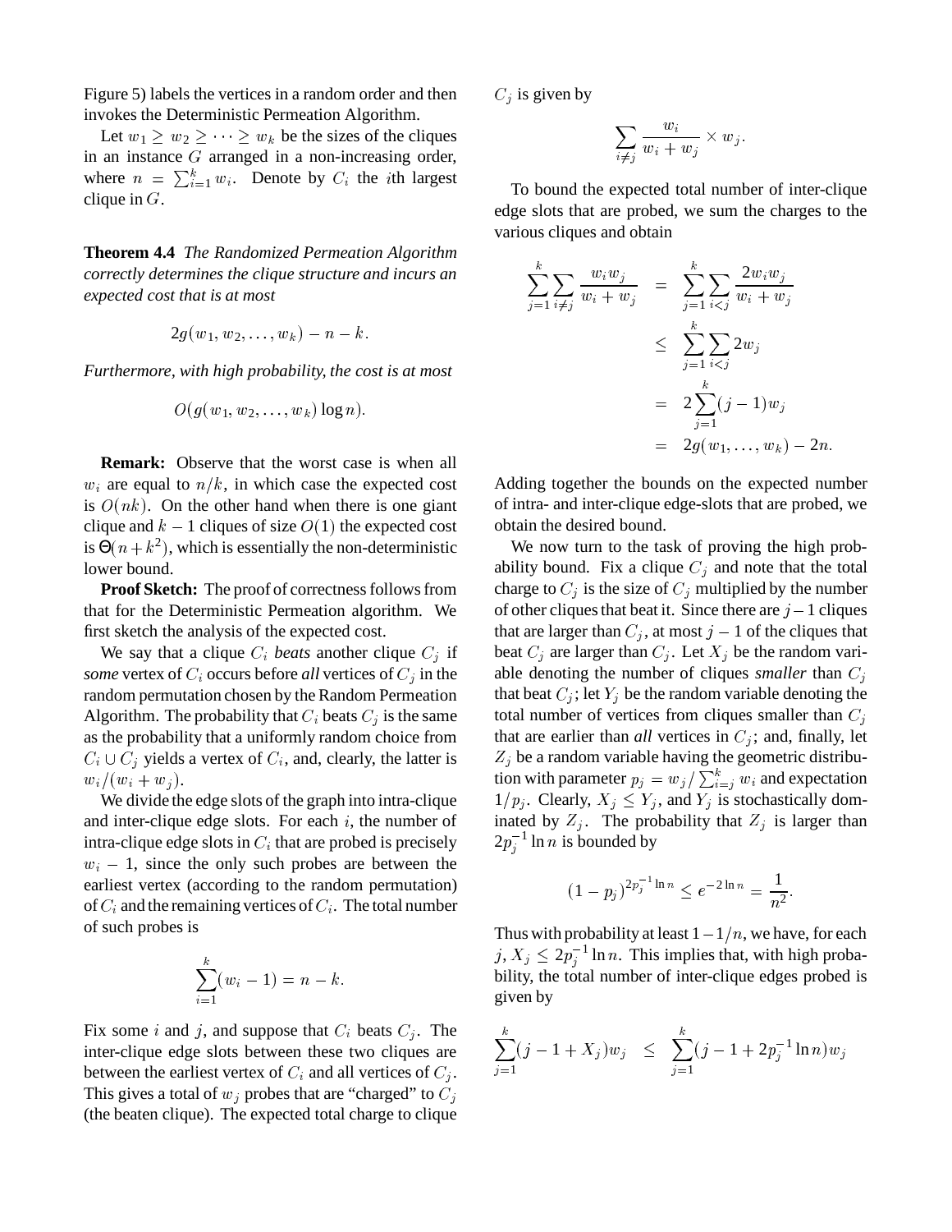Figure 5) labels the vertices in a random order and then invokes the Deterministic Permeation Algorithm.

Let $w_1 \geq w_2 \geq \cdots \geq w_k$ be the sizes of the cliques in an instance $G$ arranged in a non-increasing order, where $n = \sum_{i=1}^{k} w_i$. Denote by $C_i$ the $i$th largest clique in $G$.

**Theorem 4.4** *The Randomized Permeation Algorithm correctly determines the clique structure and incurs an expected cost that is at most*

$$2g(w_1, w_2, \ldots, w_k) - n - k.$$

*Furthermore, with high probability, the cost is at most*

$$O(g(w_1, w_2, \ldots, w_k) \log n).$$

**Remark:** Observe that the worst case is when all $w_i$ are equal to $n/k$, in which case the expected cost is $O(nk)$. On the other hand when there is one giant clique and $k-1$ cliques of size $O(1)$ the expected cost is $\Theta(n + k^2)$, which is essentially the non-deterministic lower bound.

**Proof Sketch:** The proof of correctness follows from that for the Deterministic Permeation algorithm. We first sketch the analysis of the expected cost.

We say that a clique $C_i$ *beats* another clique $C_j$ if *some* vertex of $C_i$ occurs before *all* vertices of $C_j$ in the random permutation chosen by the Random Permeation Algorithm. The probability that $C_i$ beats $C_j$ is the same as the probability that a uniformly random choice from $C_i \cup C_j$ yields a vertex of $C_i$, and, clearly, the latter is $w_i/(w_i + w_j)$.

We divide the edge slots of the graph into intra-clique and inter-clique edge slots. For each $i$, the number of intra-clique edge slots in $C_i$ that are probed is precisely $w_i - 1$, since the only such probes are between the earliest vertex (according to the random permutation) of $C_i$ and the remaining vertices of $C_i$. The total number of such probes is

$$\sum_{i=1}^{k} (w_i - 1) = n - k.$$

Fix some $i$ and $j$, and suppose that $C_i$ beats $C_j$. The inter-clique edge slots between these two cliques are between the earliest vertex of $C_i$ and all vertices of $C_j$. This gives a total of $w_j$ probes that are "charged" to $C_j$ (the beaten clique). The expected total charge to clique $C_j$ is given by

$$\sum_{i \neq j} \frac{w_i}{w_i + w_j} \times w_j.$$

To bound the expected total number of inter-clique edge slots that are probed, we sum the charges to the various cliques and obtain

$$\begin{aligned}
\sum_{j=1}^{k} \sum_{i \neq j} \frac{w_i w_j}{w_i + w_j} &= \sum_{j=1}^{k} \sum_{i<j} \frac{2 w_i w_j}{w_i + w_j} \\
&\leq \sum_{j=1}^{k} \sum_{i<j} 2 w_j \\
&= 2 \sum_{j=1}^{k} (j-1) w_j \\
&= 2g(w_1, \ldots, w_k) - 2n.
\end{aligned}$$

Adding together the bounds on the expected number of intra- and inter-clique edge-slots that are probed, we obtain the desired bound.

We now turn to the task of proving the high probability bound. Fix a clique $C_j$ and note that the total charge to $C_j$ is the size of $C_j$ multiplied by the number of other cliques that beat it. Since there are $j-1$ cliques that are larger than $C_j$, at most $j-1$ of the cliques that beat $C_j$ are larger than $C_j$. Let $X_j$ be the random variable denoting the number of cliques *smaller* than $C_j$ that beat $C_j$; let $Y_j$ be the random variable denoting the total number of vertices from cliques smaller than $C_j$ that are earlier than *all* vertices in $C_j$; and, finally, let $Z_j$ be a random variable having the geometric distribution with parameter $p_j = w_j / \sum_{i=j}^{k} w_i$ and expectation $1/p_j$. Clearly, $X_j \leq Y_j$, and $Y_j$ is stochastically dominated by $Z_j$. The probability that $Z_j$ is larger than $2p_j^{-1} \ln n$ is bounded by

$$(1 - p_j)^{2p_j^{-1} \ln n} \leq e^{-2 \ln n} = \frac{1}{n^2}.$$

Thus with probability at least $1 - 1/n$, we have, for each $j$, $X_j \leq 2p_j^{-1} \ln n$. This implies that, with high probability, the total number of inter-clique edges probed is given by

$$\sum_{j=1}^{k} (j - 1 + X_j) w_j \leq \sum_{j=1}^{k} (j - 1 + 2p_j^{-1} \ln n) w_j$$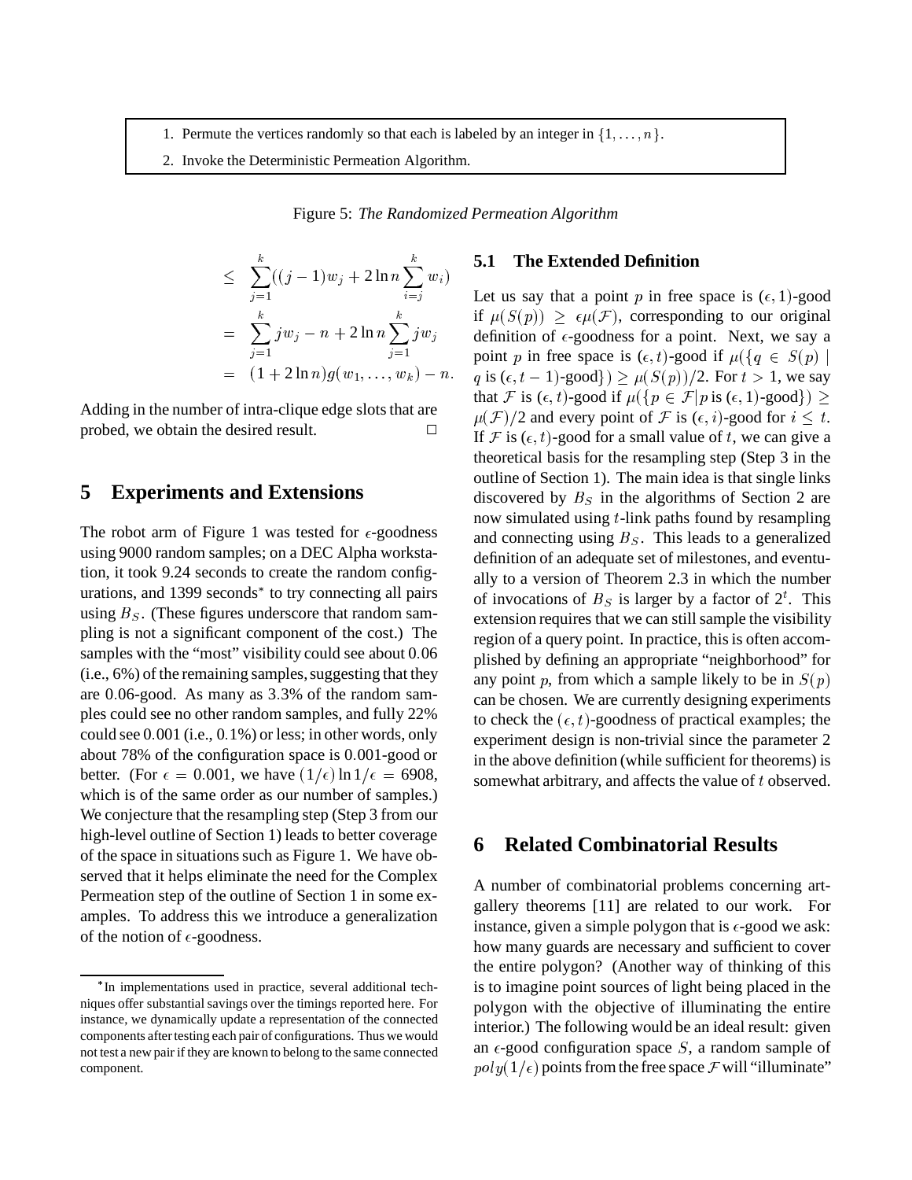1. Permute the vertices randomly so that each is labeled by an integer in $\{1, \ldots, n\}$.
2. Invoke the Deterministic Permeation Algorithm.

Figure 5: *The Randomized Permeation Algorithm*

$$
\begin{aligned}
&\leq \sum_{j=1}^{k}((j-1)w_j + 2\ln n \sum_{i=j}^{k} w_i) \\
&= \sum_{j=1}^{k} j w_j - n + 2\ln n \sum_{j=1}^{k} j w_j \\
&= (1 + 2\ln n) g(w_1, \ldots, w_k) - n.
\end{aligned}
$$

Adding in the number of intra-clique edge slots that are probed, we obtain the desired result. $\square$

## 5 Experiments and Extensions

The robot arm of Figure 1 was tested for $\epsilon$-goodness using 9000 random samples; on a DEC Alpha workstation, it took 9.24 seconds to create the random configurations, and 1399 seconds* to try connecting all pairs using $B_S$. (These figures underscore that random sampling is not a significant component of the cost.) The samples with the "most" visibility could see about 0.06 (i.e., 6%) of the remaining samples, suggesting that they are 0.06-good. As many as 3.3% of the random samples could see no other random samples, and fully 22% could see 0.001 (i.e., 0.1%) or less; in other words, only about 78% of the configuration space is 0.001-good or better. (For $\epsilon = 0.001$, we have $(1/\epsilon)\ln 1/\epsilon = 6908$, which is of the same order as our number of samples.) We conjecture that the resampling step (Step 3 from our high-level outline of Section 1) leads to better coverage of the space in situations such as Figure 1. We have observed that it helps eliminate the need for the Complex Permeation step of the outline of Section 1 in some examples. To address this we introduce a generalization of the notion of $\epsilon$-goodness.

*In implementations used in practice, several additional techniques offer substantial savings over the timings reported here. For instance, we dynamically update a representation of the connected components after testing each pair of configurations. Thus we would not test a new pair if they are known to belong to the same connected component.

### 5.1 The Extended Definition

Let us say that a point $p$ in free space is $(\epsilon, 1)$-good if $\mu(S(p)) \geq \epsilon\mu(\mathcal{F})$, corresponding to our original definition of $\epsilon$-goodness for a point. Next, we say a point $p$ in free space is $(\epsilon, t)$-good if $\mu(\{q \in S(p) \mid q \text{ is } (\epsilon, t-1)\text{-good}\}) \geq \mu(S(p))/2$. For $t > 1$, we say that $\mathcal{F}$ is $(\epsilon, t)$-good if $\mu(\{p \in \mathcal{F} | p \text{ is } (\epsilon, 1)\text{-good}\}) \geq \mu(\mathcal{F})/2$ and every point of $\mathcal{F}$ is $(\epsilon, i)$-good for $i \leq t$. If $\mathcal{F}$ is $(\epsilon, t)$-good for a small value of $t$, we can give a theoretical basis for the resampling step (Step 3 in the outline of Section 1). The main idea is that single links discovered by $B_S$ in the algorithms of Section 2 are now simulated using $t$-link paths found by resampling and connecting using $B_S$. This leads to a generalized definition of an adequate set of milestones, and eventually to a version of Theorem 2.3 in which the number of invocations of $B_S$ is larger by a factor of $2^t$. This extension requires that we can still sample the visibility region of a query point. In practice, this is often accomplished by defining an appropriate "neighborhood" for any point $p$, from which a sample likely to be in $S(p)$ can be chosen. We are currently designing experiments to check the $(\epsilon, t)$-goodness of practical examples; the experiment design is non-trivial since the parameter 2 in the above definition (while sufficient for theorems) is somewhat arbitrary, and affects the value of $t$ observed.

## 6 Related Combinatorial Results

A number of combinatorial problems concerning art-gallery theorems [11] are related to our work. For instance, given a simple polygon that is $\epsilon$-good we ask: how many guards are necessary and sufficient to cover the entire polygon? (Another way of thinking of this is to imagine point sources of light being placed in the polygon with the objective of illuminating the entire interior.) The following would be an ideal result: given an $\epsilon$-good configuration space $S$, a random sample of $poly(1/\epsilon)$ points from the free space $\mathcal{F}$ will "illuminate"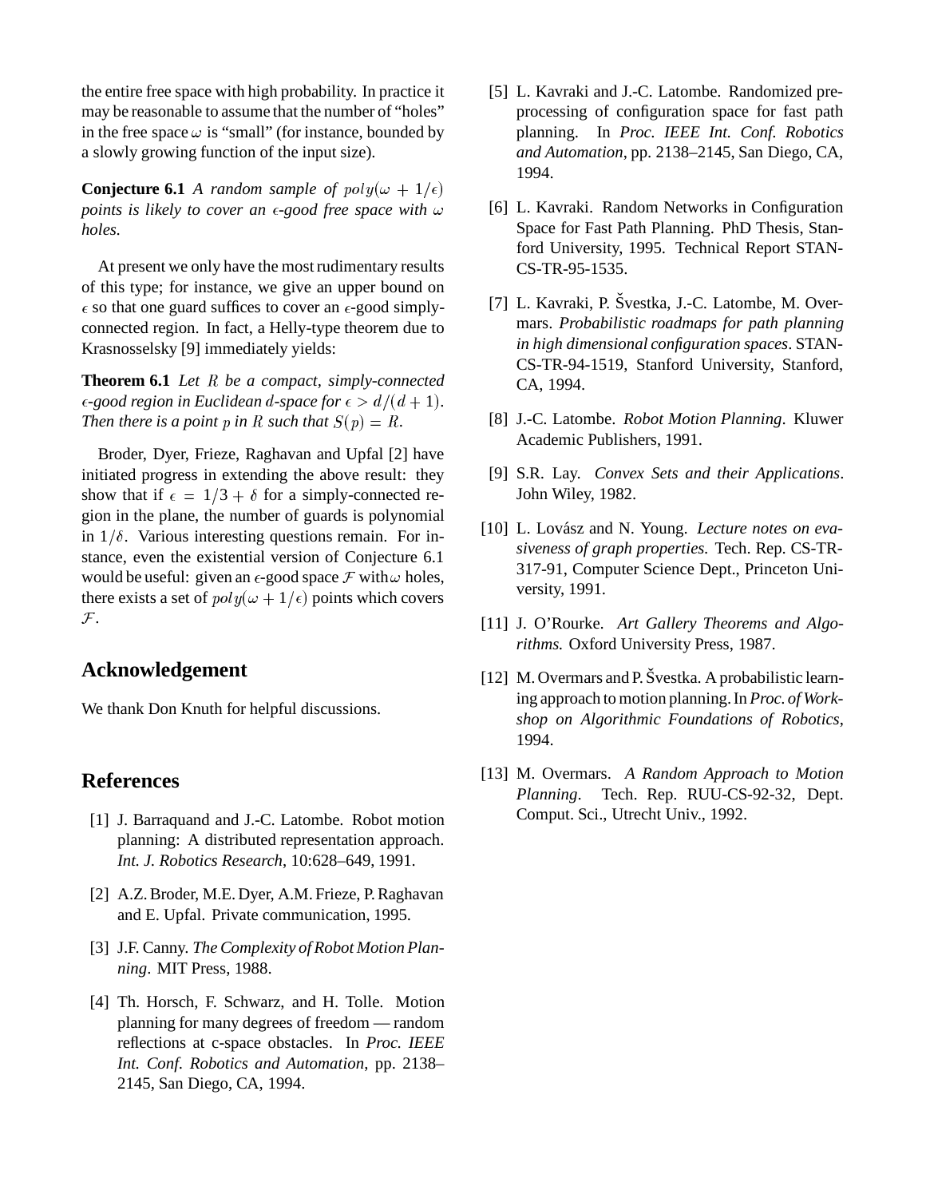the entire free space with high probability. In practice it may be reasonable to assume that the number of "holes" in the free space $\omega$ is "small" (for instance, bounded by a slowly growing function of the input size).

**Conjecture 6.1** *A random sample of $poly(\omega + 1/\epsilon)$ points is likely to cover an $\epsilon$-good free space with $\omega$ holes.*

At present we only have the most rudimentary results of this type; for instance, we give an upper bound on $\epsilon$ so that one guard suffices to cover an $\epsilon$-good simply-connected region. In fact, a Helly-type theorem due to Krasnosselsky [9] immediately yields:

**Theorem 6.1** *Let $R$ be a compact, simply-connected $\epsilon$-good region in Euclidean $d$-space for $\epsilon > d/(d+1)$. Then there is a point $p$ in $R$ such that $S(p) = R$.*

Broder, Dyer, Frieze, Raghavan and Upfal [2] have initiated progress in extending the above result: they show that if $\epsilon = 1/3 + \delta$ for a simply-connected region in the plane, the number of guards is polynomial in $1/\delta$. Various interesting questions remain. For instance, even the existential version of Conjecture 6.1 would be useful: given an $\epsilon$-good space $\mathcal{F}$ with $\omega$ holes, there exists a set of $poly(\omega + 1/\epsilon)$ points which covers $\mathcal{F}$.

## Acknowledgement

We thank Don Knuth for helpful discussions.

## References

[1] J. Barraquand and J.-C. Latombe. Robot motion planning: A distributed representation approach. *Int. J. Robotics Research*, 10:628–649, 1991.

[2] A.Z. Broder, M.E. Dyer, A.M. Frieze, P. Raghavan and E. Upfal. Private communication, 1995.

[3] J.F. Canny. *The Complexity of Robot Motion Planning*. MIT Press, 1988.

[4] Th. Horsch, F. Schwarz, and H. Tolle. Motion planning for many degrees of freedom — random reflections at c-space obstacles. In *Proc. IEEE Int. Conf. Robotics and Automation*, pp. 2138–2145, San Diego, CA, 1994.

[5] L. Kavraki and J.-C. Latombe. Randomized preprocessing of configuration space for fast path planning. In *Proc. IEEE Int. Conf. Robotics and Automation*, pp. 2138–2145, San Diego, CA, 1994.

[6] L. Kavraki. Random Networks in Configuration Space for Fast Path Planning. PhD Thesis, Stanford University, 1995. Technical Report STAN-CS-TR-95-1535.

[7] L. Kavraki, P. Švestka, J.-C. Latombe, M. Overmars. *Probabilistic roadmaps for path planning in high dimensional configuration spaces*. STAN-CS-TR-94-1519, Stanford University, Stanford, CA, 1994.

[8] J.-C. Latombe. *Robot Motion Planning*. Kluwer Academic Publishers, 1991.

[9] S.R. Lay. *Convex Sets and their Applications*. John Wiley, 1982.

[10] L. Lovász and N. Young. *Lecture notes on evasiveness of graph properties.* Tech. Rep. CS-TR-317-91, Computer Science Dept., Princeton University, 1991.

[11] J. O'Rourke. *Art Gallery Theorems and Algorithms.* Oxford University Press, 1987.

[12] M. Overmars and P. Švestka. A probabilistic learning approach to motion planning. In *Proc. of Workshop on Algorithmic Foundations of Robotics*, 1994.

[13] M. Overmars. *A Random Approach to Motion Planning*. Tech. Rep. RUU-CS-92-32, Dept. Comput. Sci., Utrecht Univ., 1992.